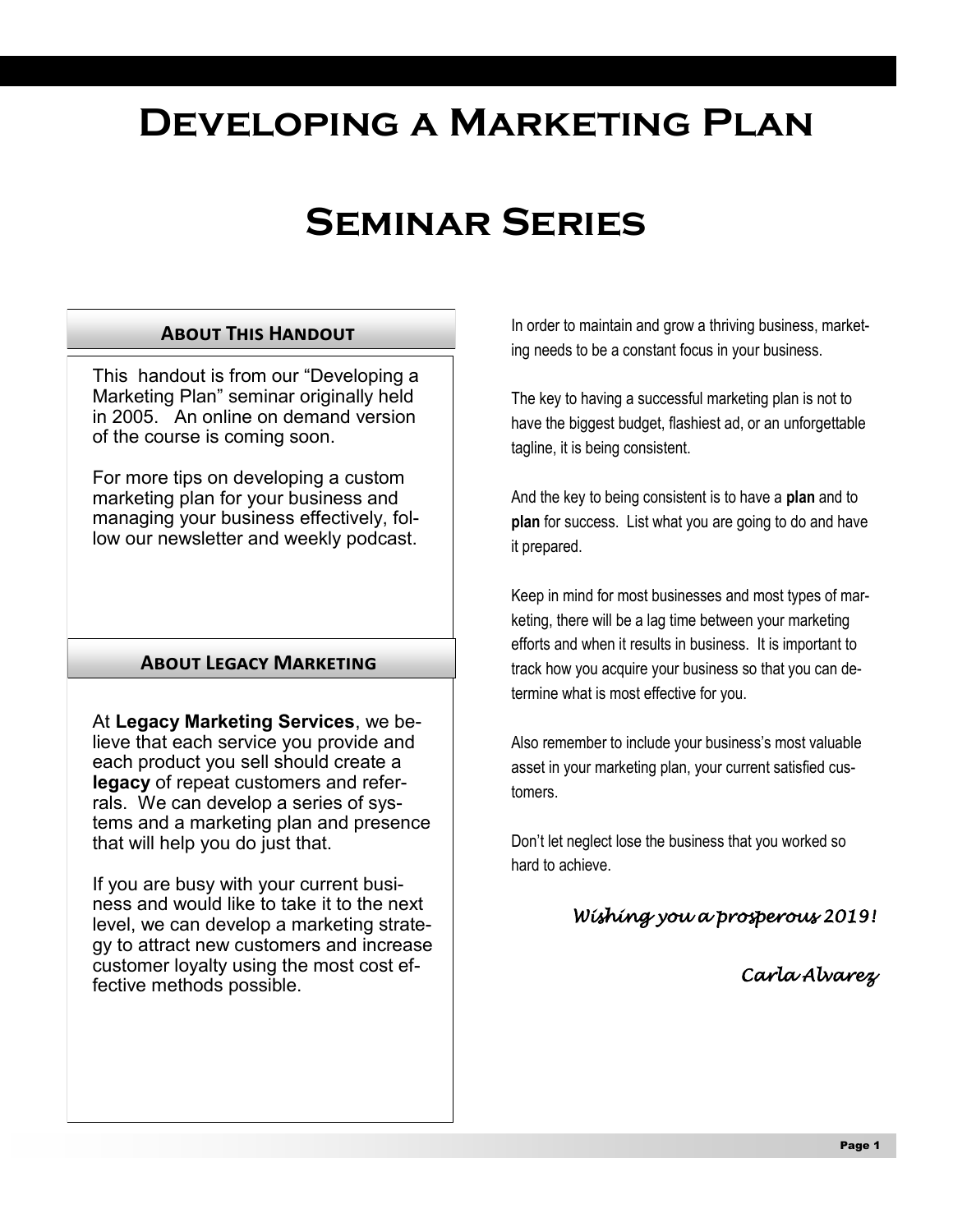# Developing a Marketing Plan

# Seminar Series

### About This Handout

This handout is from our "Developing a Marketing Plan" seminar originally held in 2005. An online on demand version of the course is coming soon.

For more tips on developing a custom marketing plan for your business and managing your business effectively, follow our newsletter and weekly podcast.

### About Legacy Marketing

At **Legacy Marketing Services**, we believe that each service you provide and each product you sell should create a **legacy** of repeat customers and referrals. We can develop a series of systems and a marketing plan and presence that will help you do just that.

If you are busy with your current business and would like to take it to the next level, we can develop a marketing strategy to attract new customers and increase customer loyalty using the most cost effective methods possible.

In order to maintain and grow a thriving business, marketing needs to be a constant focus in your business.

The key to having a successful marketing plan is not to have the biggest budget, flashiest ad, or an unforgettable tagline, it is being consistent.

And the key to being consistent is to have a **plan** and to **plan** for success. List what you are going to do and have it prepared.

Keep in mind for most businesses and most types of marketing, there will be a lag time between your marketing efforts and when it results in business. It is important to track how you acquire your business so that you can determine what is most effective for you.

Also remember to include your business's most valuable asset in your marketing plan, your current satisfied customers.

Don't let neglect lose the business that you worked so hard to achieve.

*Wishing you a prosperous 2019!*

*Carla Alvarez*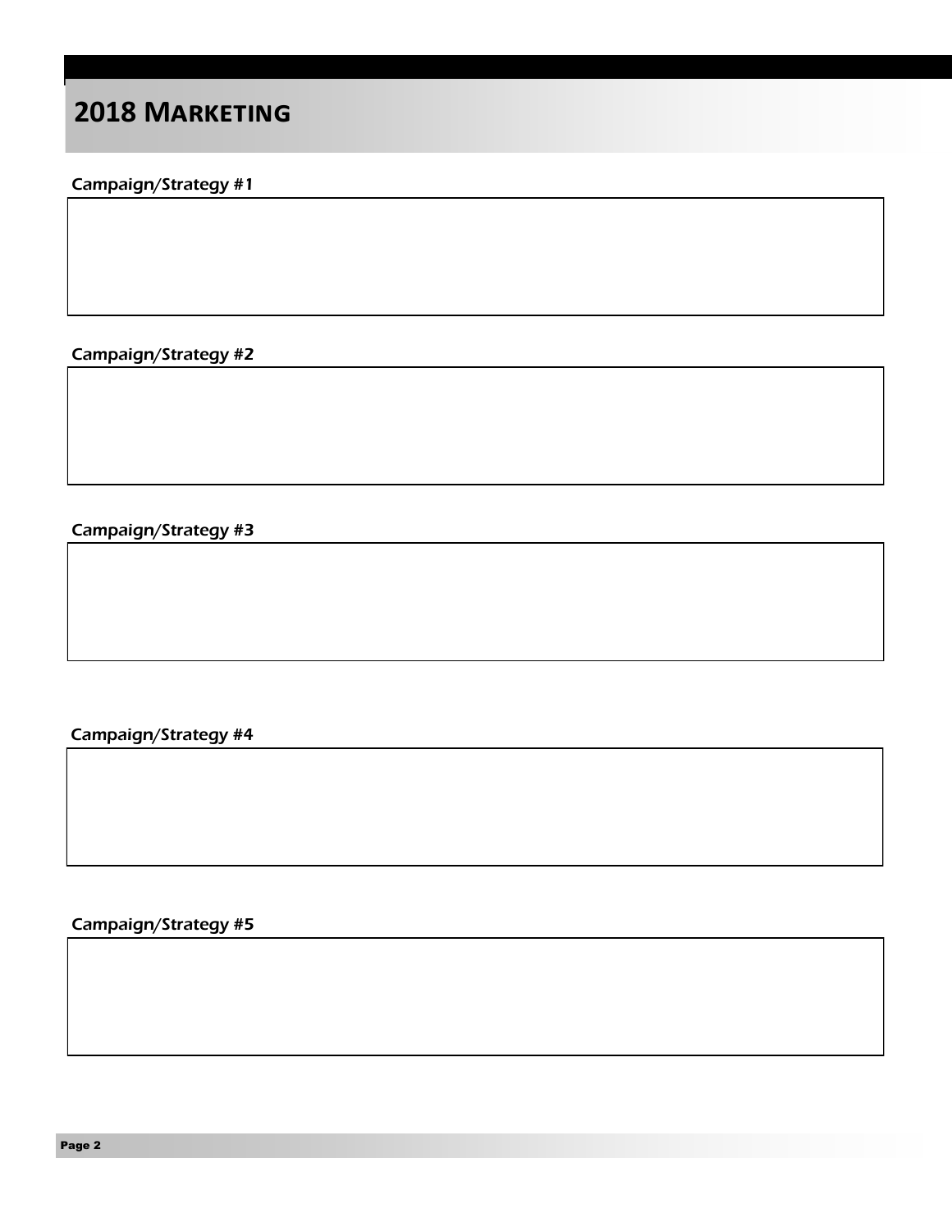# 2018 Marketing

*Campaign/Strategy #1*

*Campaign/Strategy #2*

*Campaign/Strategy #3*

*Campaign/Strategy #4*

*Campaign/Strategy #5*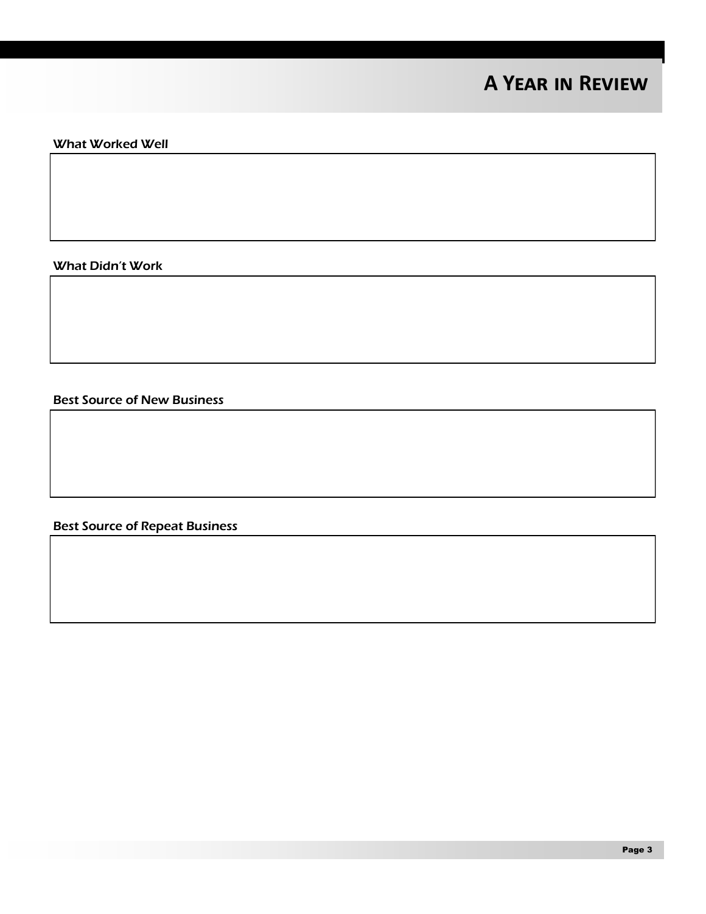# A Year in Review

### What Worked Well

### What Didn't Work

### Best Source of New Business

### Best Source of Repeat Business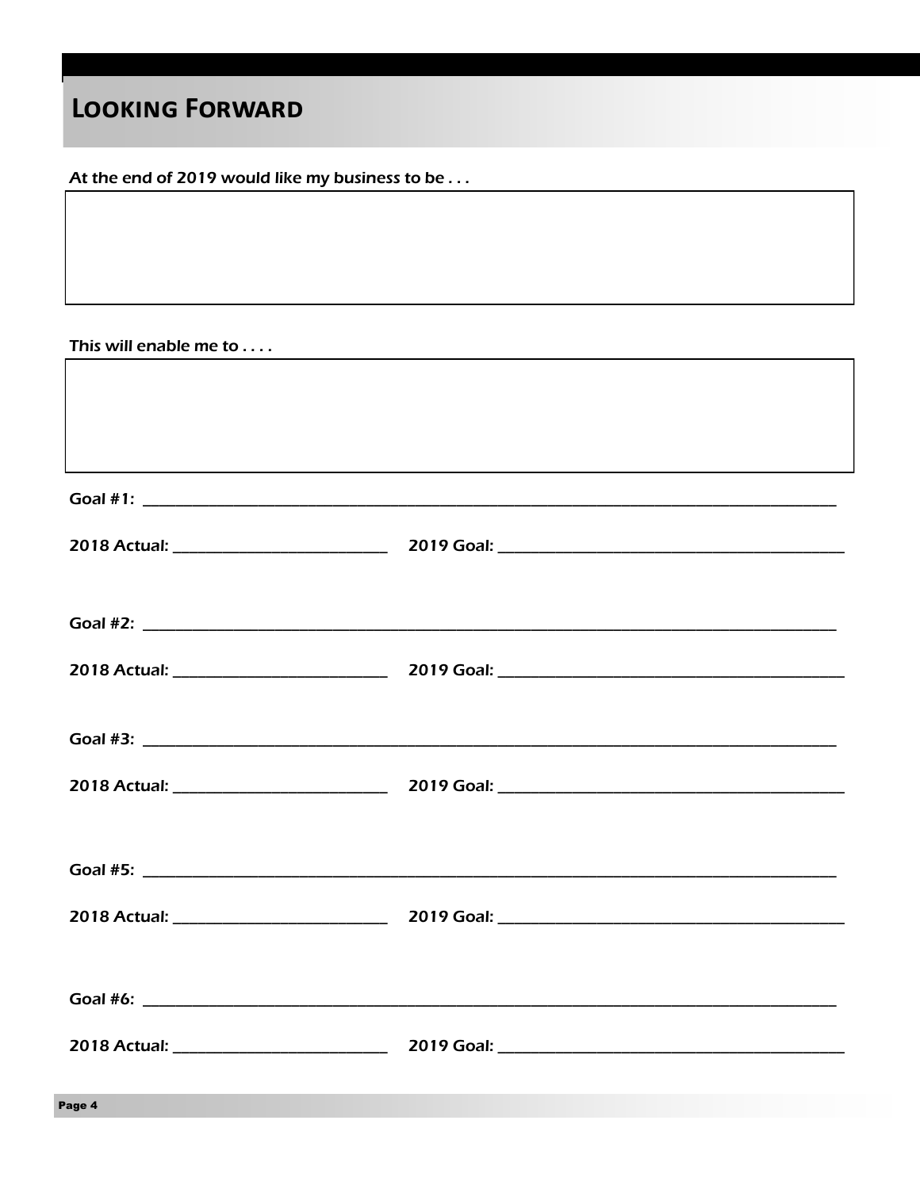# Looking Forward

*At the end of 2019 would like my business to be . . .*

*This will enable me to . . . .*

**Goal #1:** ______________________________________________________________________________

**2018 Actual:** ________________________ **2019 Goal:** ______________________________________

**Goal #2:** ______________________________________________________________________________

**2018 Actual:** ________________________ **2019 Goal:** ______________________________________

**Goal #3:** ______________________________________________________________________________

**2018 Actual:** ________________________ **2019 Goal:** ______________________________________

**Goal #5:** ______________________________________________________________________________

**2018 Actual:** ________________________ **2019 Goal:** ______________________________________

**Goal #6:** ______________________________________________________________________________

**2018 Actual:** ________________________ **2019 Goal:** ______________________________________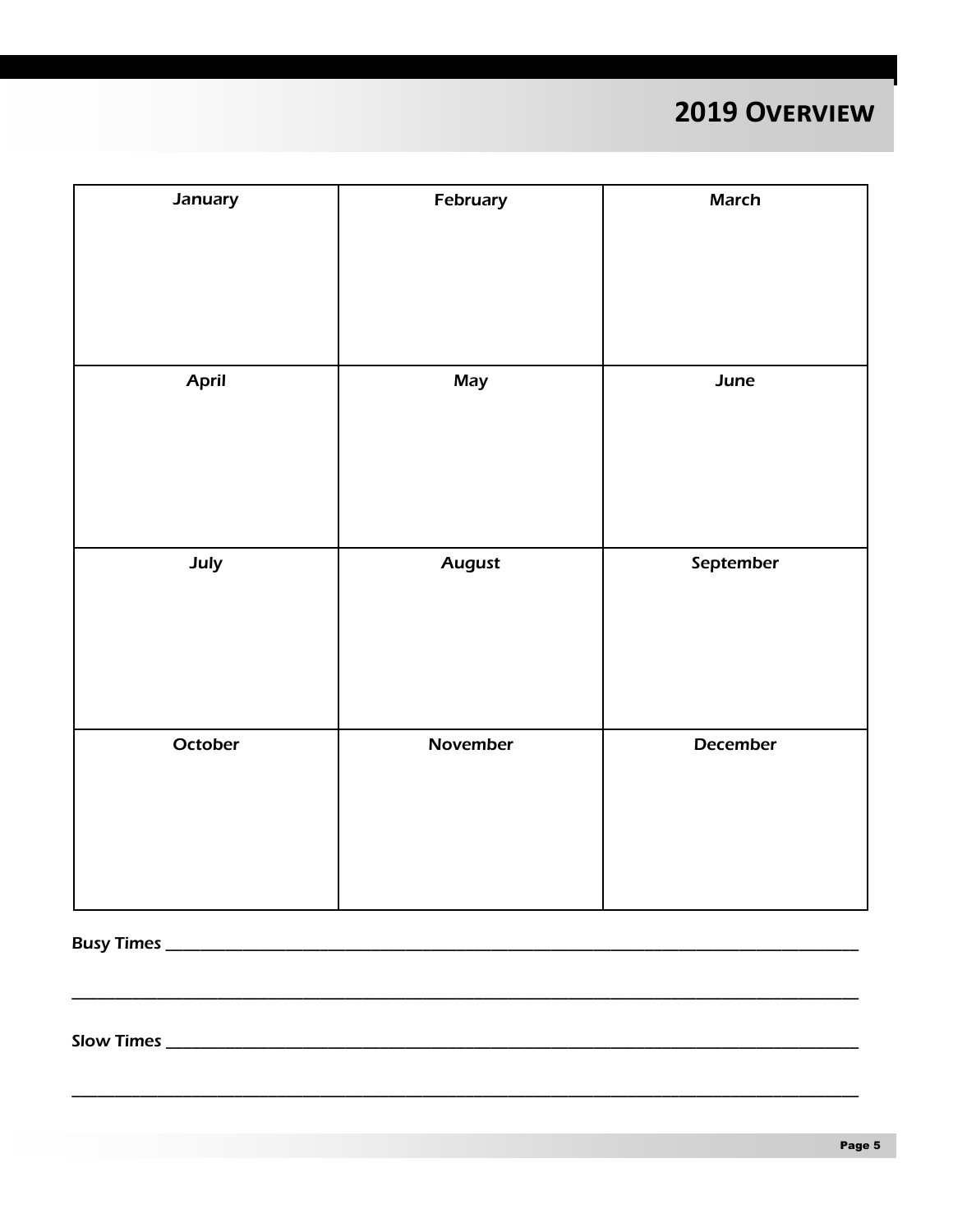# 2019 Overview

| January | February | March |
|---|---|---|
| | | |
| **April** | **May** | **June** |
| | | |
| **July** | **August** | **September** |
| | | |
| **October** | **November** | **December** |
| | | |

Busy Times ______________________________________________________________________________

_________________________________________________________________________________________

Slow Times ______________________________________________________________________________

_________________________________________________________________________________________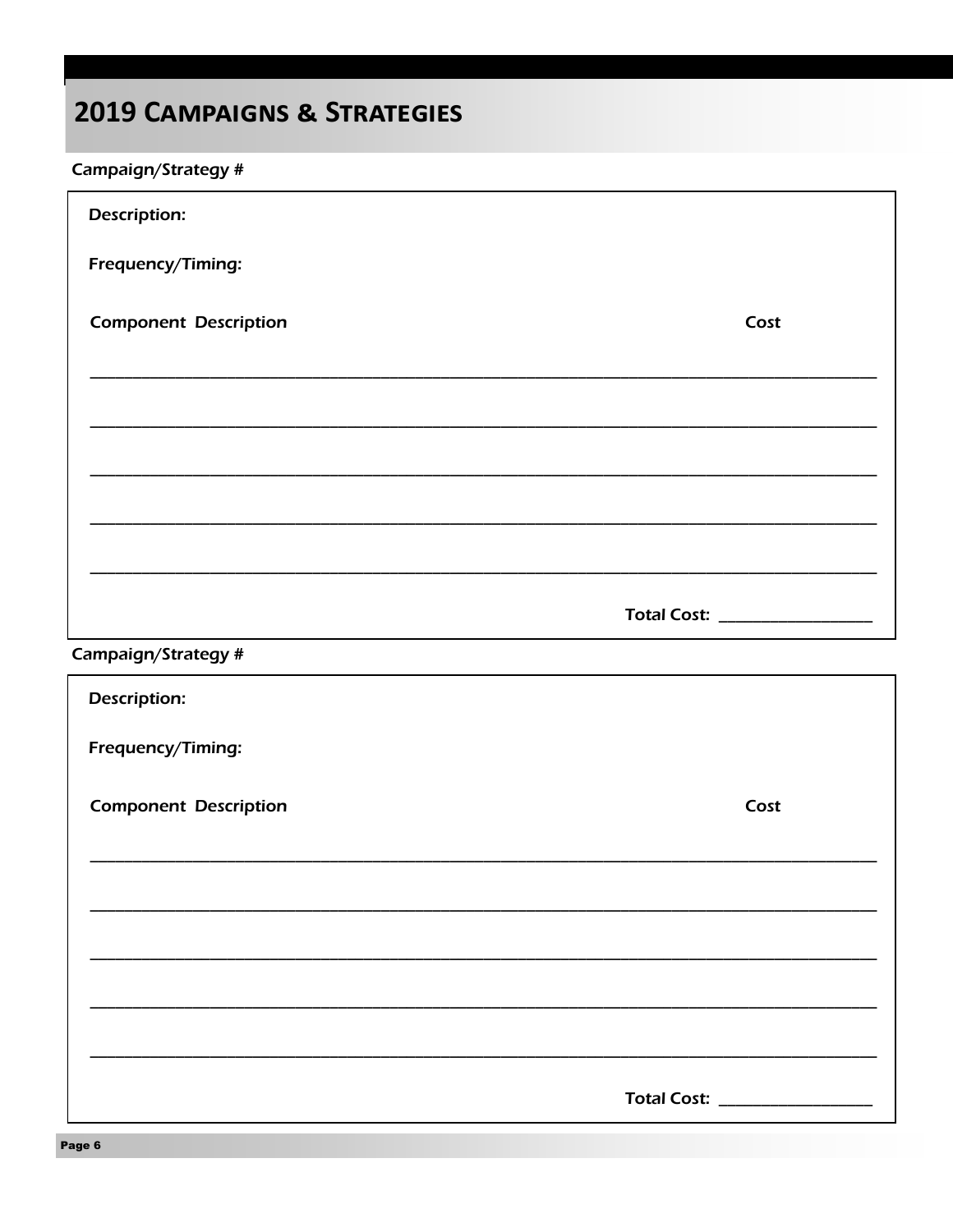## 2019 Campaigns & Strategies

*Campaign/Strategy #*

Description:

Frequency/Timing:

| Component Description | Cost |
|---|---|
| | |
| | |
| | |
| | |
| | |

Total Cost: ___________________

*Campaign/Strategy #*

Description:

Frequency/Timing:

| Component Description | Cost |
|---|---|
| | |
| | |
| | |
| | |
| | |

Total Cost: ___________________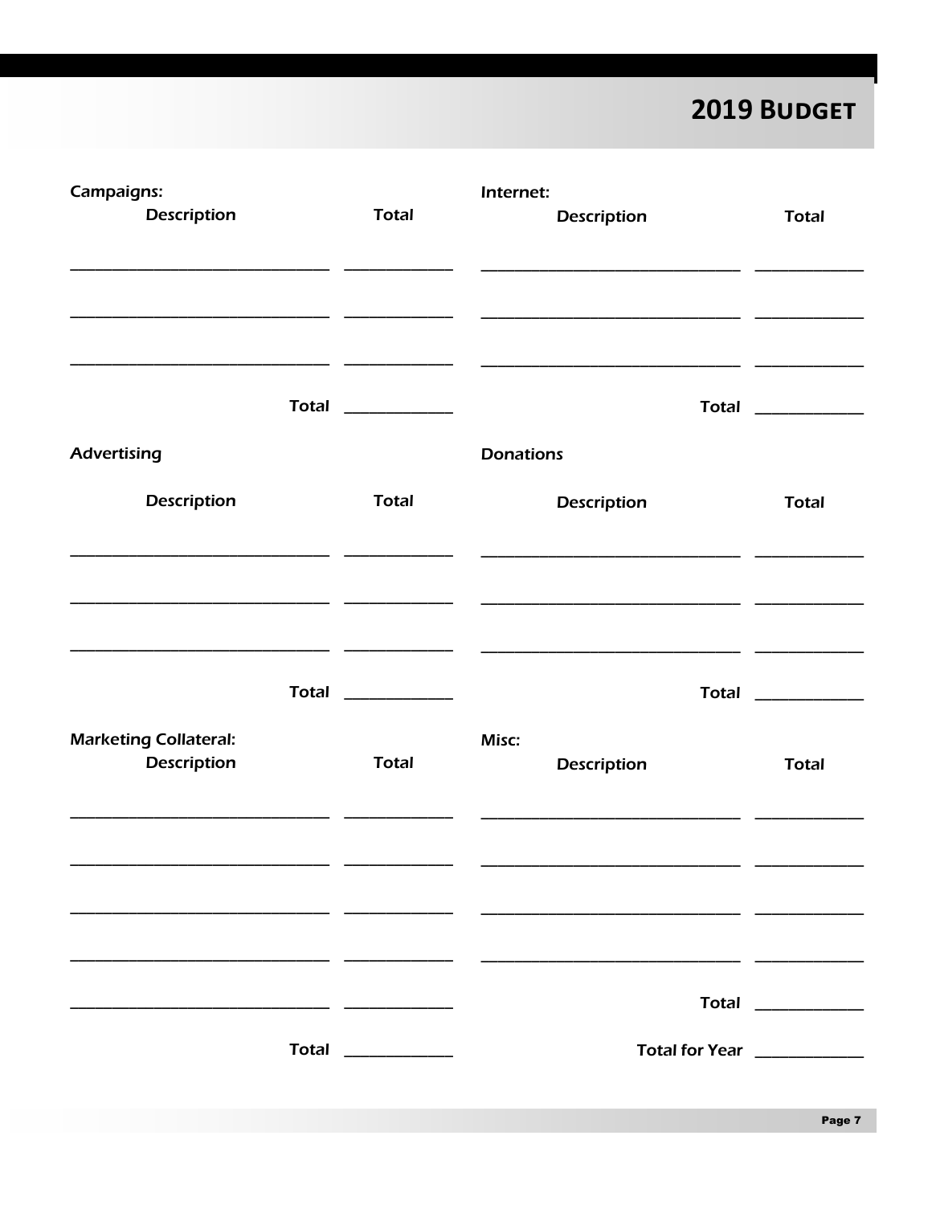# 2019 Budget

*Campaigns:*

| Description | Total |
| --- | --- |
| ______________________________ | ____________ |
| ______________________________ | ____________ |
| ______________________________ | ____________ |
| **Total** | ____________ |

*Advertising*

| Description | Total |
| --- | --- |
| ______________________________ | ____________ |
| ______________________________ | ____________ |
| ______________________________ | ____________ |
| **Total** | ____________ |

*Marketing Collateral:*

| Description | Total |
| --- | --- |
| ______________________________ | ____________ |
| ______________________________ | ____________ |
| ______________________________ | ____________ |
| ______________________________ | ____________ |
| ______________________________ | ____________ |
| **Total** | ____________ |

*Internet:*

| Description | Total |
| --- | --- |
| ______________________________ | ____________ |
| ______________________________ | ____________ |
| ______________________________ | ____________ |
| **Total** | ____________ |

*Donations*

| Description | Total |
| --- | --- |
| ______________________________ | ____________ |
| ______________________________ | ____________ |
| ______________________________ | ____________ |
| **Total** | ____________ |

*Misc:*

| Description | Total |
| --- | --- |
| ______________________________ | ____________ |
| ______________________________ | ____________ |
| ______________________________ | ____________ |
| ______________________________ | ____________ |
| **Total** | ____________ |

**Total for Year** ____________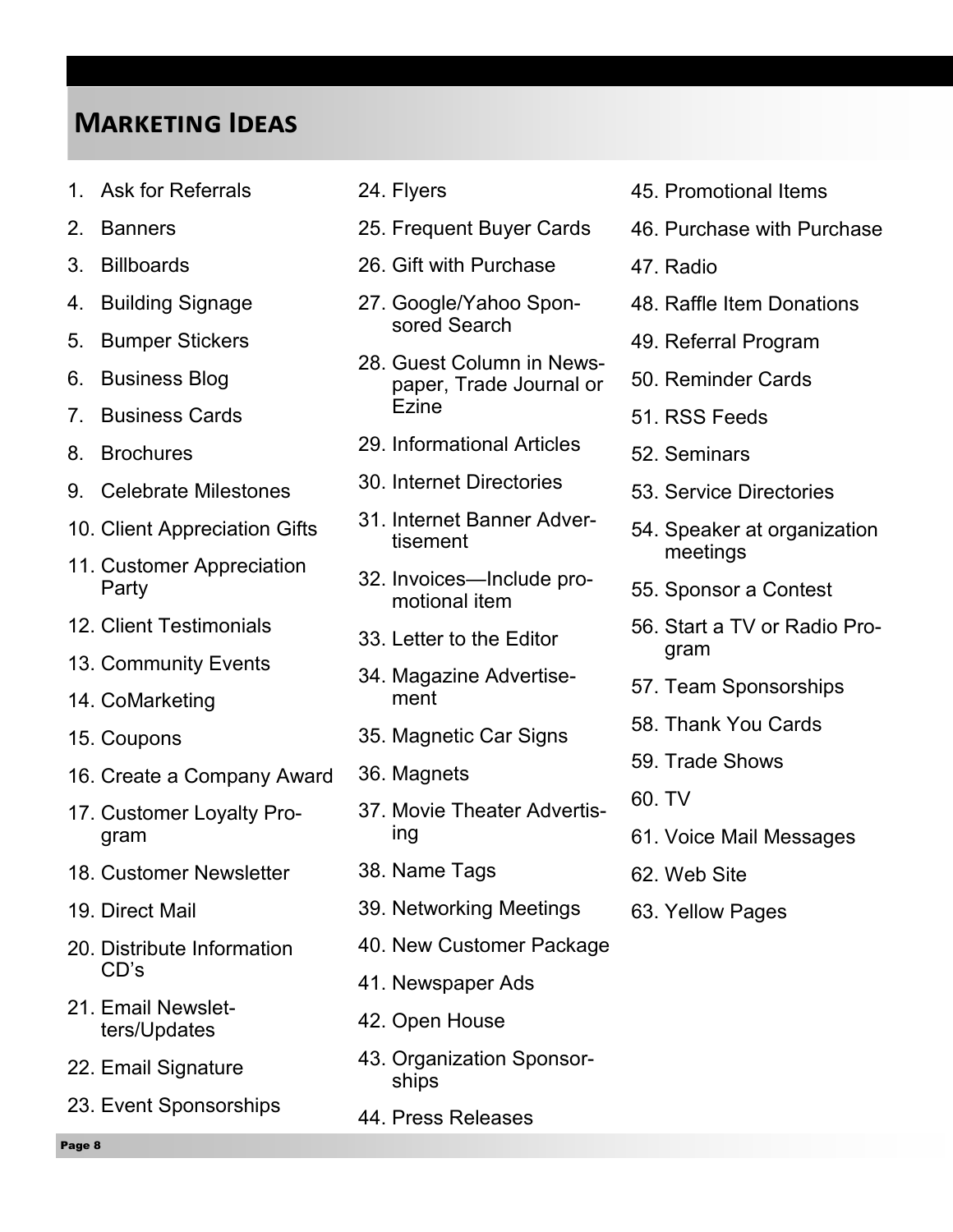## Marketing Ideas

1. Ask for Referrals
2. Banners
3. Billboards
4. Building Signage
5. Bumper Stickers
6. Business Blog
7. Business Cards
8. Brochures
9. Celebrate Milestones
10. Client Appreciation Gifts
11. Customer Appreciation Party
12. Client Testimonials
13. Community Events
14. CoMarketing
15. Coupons
16. Create a Company Award
17. Customer Loyalty Program
18. Customer Newsletter
19. Direct Mail
20. Distribute Information CD's
21. Email Newsletters/Updates
22. Email Signature
23. Event Sponsorships
24. Flyers
25. Frequent Buyer Cards
26. Gift with Purchase
27. Google/Yahoo Sponsored Search
28. Guest Column in Newspaper, Trade Journal or Ezine
29. Informational Articles
30. Internet Directories
31. Internet Banner Advertisement
32. Invoices—Include promotional item
33. Letter to the Editor
34. Magazine Advertisement
35. Magnetic Car Signs
36. Magnets
37. Movie Theater Advertising
38. Name Tags
39. Networking Meetings
40. New Customer Package
41. Newspaper Ads
42. Open House
43. Organization Sponsorships
44. Press Releases
45. Promotional Items
46. Purchase with Purchase
47. Radio
48. Raffle Item Donations
49. Referral Program
50. Reminder Cards
51. RSS Feeds
52. Seminars
53. Service Directories
54. Speaker at organization meetings
55. Sponsor a Contest
56. Start a TV or Radio Program
57. Team Sponsorships
58. Thank You Cards
59. Trade Shows
60. TV
61. Voice Mail Messages
62. Web Site
63. Yellow Pages